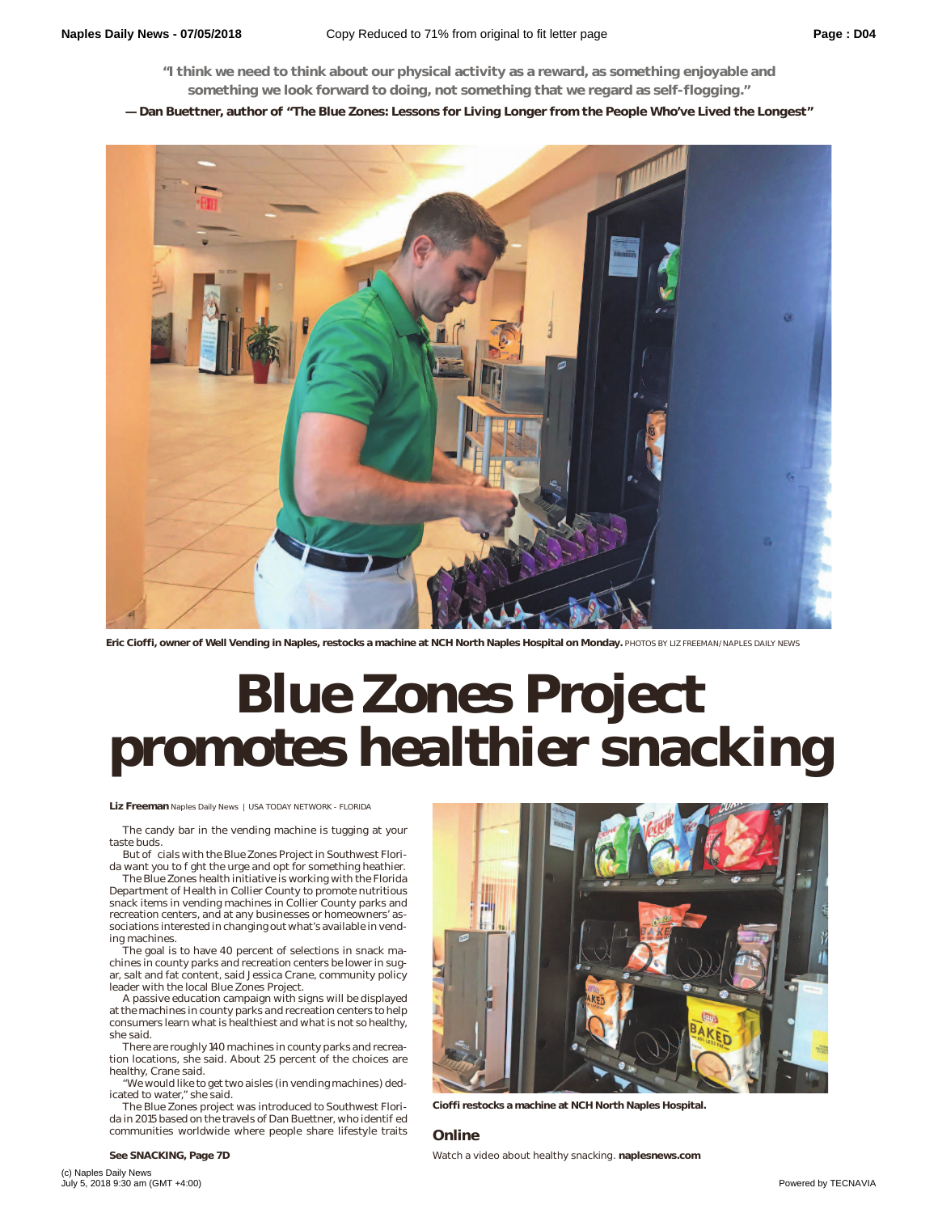"I think we need to think about our physical activity as a reward, as something enjoyable and something we look forward to doing, not something that we regard as self-flogging."

**— Dan Buettner, author of "The Blue Zones: Lessons for Living Longer from the People Who've Lived the Longest"**

**Eric Cioffi, owner of Well Vending in Naples, restocks a machine at NCH North Naples Hospital on Monday.** PHOTOS BY LIZ FREEMAN/NAPLES DAILY NEWS

# Blue Zones Project promotes healthier snacking

**Liz Freeman** Naples Daily News | USA TODAY NETWORK - FLORIDA

The candy bar in the vending machine is tugging at your taste buds.

But of cials with the Blue Zones Project in Southwest Florida want you to f ght the urge and opt for something heathier.

The Blue Zones health initiative is working with the Florida Department of Health in Collier County to promote nutritious snack items in vending machines in Collier County parks and recreation centers, and at any businesses or homeowners' associations interested in changing out what's available in vending machines.

The goal is to have 40 percent of selections in snack machines in county parks and recreation centers be lower in sugar, salt and fat content, said Jessica Crane, community policy leader with the local Blue Zones Project.

A passive education campaign with signs will be displayed at the machines in county parks and recreation centers to help consumers learn what is healthiest and what is not so healthy, she said.

There are roughly 140 machines in county parks and recreation locations, she said. About 25 percent of the choices are healthy, Crane said.

"We would like to get two aisles (in vending machines) dedicated to water," she said.

The Blue Zones project was introduced to Southwest Florida in 2015 based on the travels of Dan Buettner, who identif ed communities worldwide where people share lifestyle traits

**See SNACKING, Page 7D**

**Cioffi restocks a machine at NCH North Naples Hospital.**

## Online

Watch a video about healthy snacking. **naplesnews.com**